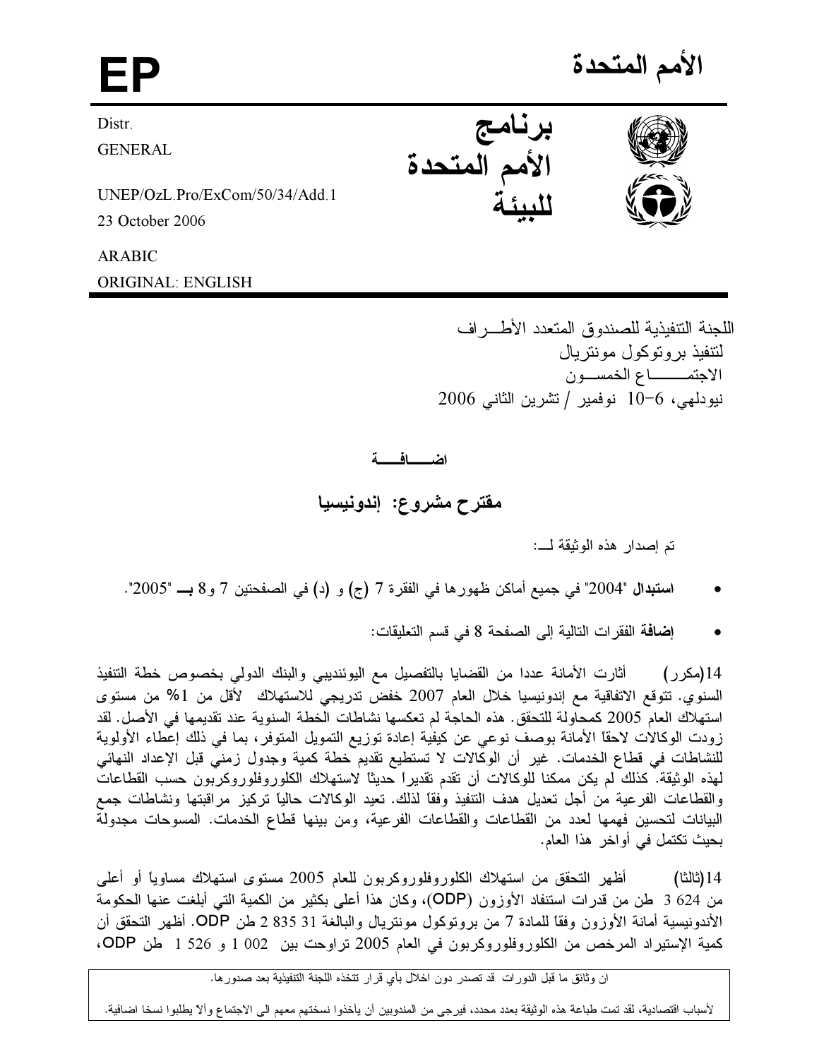# الأمم المتحدة

EP

Distr.
GENERAL

UNEP/OzL.Pro/ExCom/50/34/Add.1
23 October 2006

ARABIC
ORIGINAL: ENGLISH

برنامج الأمم المتحدة للبيئة

اللجنة التنفيذية للصندوق المتعدد الأطــراف
لتنفيذ بروتوكول مونتريال
الاجتمـــــــاع الخمســون
نيودلهي، 6-10 نوفمبر / تشرين الثاني 2006

## اضـــــافــــة

## مقترح مشروع: إندونيسيا

تم إصدار هذه الوثيقة لـــ:

- **استبدال** "2004" في جميع أماكن ظهورها في الفقرة 7 (ج) و (د) في الصفحتين 7 و8 بـــ "2005".
- **إضافة** الفقرات التالية إلى الصفحة 8 في قسم التعليقات:

14(مكرر) أثارت الأمانة عددا من القضايا بالتفصيل مع اليوئنديبي والبنك الدولي بخصوص خطة التنفيذ السنوي. تتوقع الاتفاقية مع إندونيسيا خلال العام 2007 خفض تدريجي للاستهلاك لأقل من 1% من مستوى استهلاك العام 2005 كمحاولة للتحقق. هذه الحاجة لم تعكسها نشاطات الخطة السنوية عند تقديمها في الأصل. لقد زودت الوكالات لاحقاً الأمانة بوصف نوعي عن كيفية إعادة توزيع التمويل المتوفر، بما في ذلك إعطاء الأولوية للنشاطات في قطاع الخدمات. غير أن الوكالات لا تستطيع تقديم خطة كمية وجدول زمني قبل الإعداد النهائي لهذه الوثيقة. كذلك لم يكن ممكنا للوكالات أن تقدم تقديراً حديثاً لاستهلاك الكلوروفلوروكربون حسب القطاعات والقطاعات الفرعية من أجل تعديل هدف التنفيذ وفقاً لذلك. تعيد الوكالات حالياً تركيز مراقبتها ونشاطات جمع البيانات لتحسين فهمها لعدد من القطاعات والقطاعات الفرعية، ومن بينها قطاع الخدمات. المسوحات مجدولة بحيث تكتمل في أواخر هذا العام.

14(ثالثا) أظهر التحقق من استهلاك الكلوروفلوروكربون للعام 2005 مستوى استهلاك مساوياً أو أعلى من 624 3 طن من قدرات استنفاد الأوزون (ODP)، وكان هذا أعلى بكثير من الكمية التي أبلغت عنها الحكومة الأندونيسية أمانة الأوزون وفقاً للمادة 7 من بروتوكول مونتريال والبالغة 31 835 2 طن ODP. أظهر التحقق أن كمية الإستيراد المرخص من الكلوروفلوروكربون في العام 2005 تراوحت بين 002 1 و 526 1 طن ODP،

ان وثائق ما قبل الدورات قد تصدر دون اخلال بأي قرار تتخذه اللجنة التنفيذية بعد صدورها.

لأسباب اقتصادية، لقد تمت طباعة هذه الوثيقة بعدد محدد، فيرجى من المندوبين أن يأخذوا نسختهم معهم الى الاجتماع وألا يطلبوا نسخا اضافية.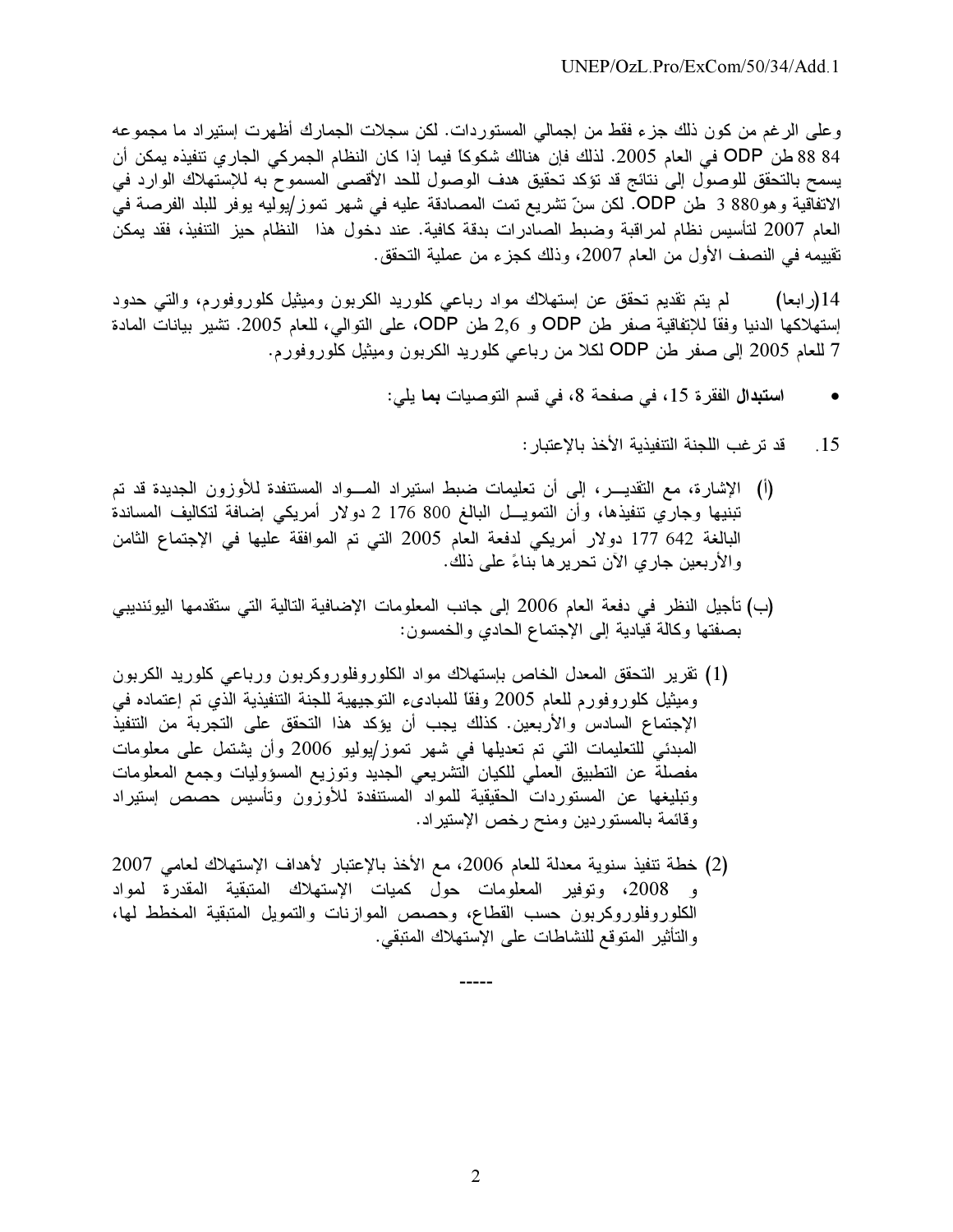وعلى الرغم من كون ذلك جزء فقط من إجمالي المستوردات. لكن سجلات الجمارك أظهرت إستيراد ما مجموعه 84 88 طن ODP في العام 2005. لذلك فإن هنالك شكوكاً فيما إذا كان النظام الجمركي الجاري تنفيذه يمكن أن يسمح بالتحقق للوصول إلى نتائج قد تؤكد تحقيق هدف الوصول للحد الأقصى المسموح به للإستهلاك الوارد في الاتفاقية وهو 880 3 طن ODP. لكن سنّ تشريع تمت المصادقة عليه في شهر تموز/يوليه يوفر للبلد الفرصة في العام 2007 لتأسيس نظام لمراقبة وضبط الصادرات بدقة كافية. عند دخول هذا النظام حيز التنفيذ، فقد يمكن تقييمه في النصف الأول من العام 2007، وذلك كجزء من عملية التحقق.

14(رابعا) لم يتم تقديم تحقق عن إستهلاك مواد رباعي كلوريد الكربون وميثيل كلوروفورم، والتي حدود إستهلاكها الدنيا وفقاً للإتفاقية صفر طن ODP و 2,6 طن ODP، على التوالي، للعام 2005. تشير بيانات المادة 7 للعام 2005 إلى صفر طن ODP لكلا من رباعي كلوريد الكربون وميثيل كلوروفورم.

- **استبدال** الفقرة 15، في صفحة 8، في قسم التوصيات **بما** يلي:

15. قد ترغب اللجنة التنفيذية الأخذ بالإعتبار:

(أ) الإشارة، مع التقديـــر، إلى أن تعليمات ضبط استيراد المــواد المستنفدة للأوزون الجديدة قد تم تبنيها وجاري تنفيذها، وأن التمويـــل البالغ 800 176 2 دولار أمريكي إضافة لتكاليف المساندة البالغة 642 177 دولار أمريكي لدفعة العام 2005 التي تم الموافقة عليها في الإجتماع الثامن والأربعين جاري الآن تحريرها بناءً على ذلك.

**(ب)** تأجيل النظر في دفعة العام 2006 إلى جانب المعلومات الإضافية التالية التي ستقدمها اليوئنديبي بصفتها وكالة قيادية إلى الإجتماع الحادي والخمسون:

(1) تقرير التحقق المعدل الخاص بإستهلاك مواد الكلوروفلوروكربون ورباعي كلوريد الكربون وميثيل كلوروفورم للعام 2005 وفقاً للمبادىء التوجيهية للجنة التنفيذية الذي تم إعتماده في الإجتماع السادس والأربعين. كذلك يجب أن يؤكد هذا التحقق على التجربة من التنفيذ المبدئي للتعليمات التي تم تعديلها في شهر تموز/يوليو 2006 وأن يشتمل على معلومات مفصلة عن التطبيق العملي للكيان التشريعي الجديد وتوزيع المسؤوليات وجمع المعلومات وتبليغها عن المستوردات الحقيقية للمواد المستنفدة للأوزون وتأسيس حصص إستيراد وقائمة بالمستوردين ومنح رخص الإستيراد.

(2) خطة تنفيذ سنوية معدلة للعام 2006، مع الأخذ بالإعتبار لأهداف الإستهلاك لعامي 2007 و 2008، وتوفير المعلومات حول كميات الإستهلاك المتبقية المقدرة لمواد الكلوروفلوروكربون حسب القطاع، وحصص الموازنات والتمويل المتبقية المخطط لها، والتأثير المتوقع للنشاطات على الإستهلاك المتبقي.

-----